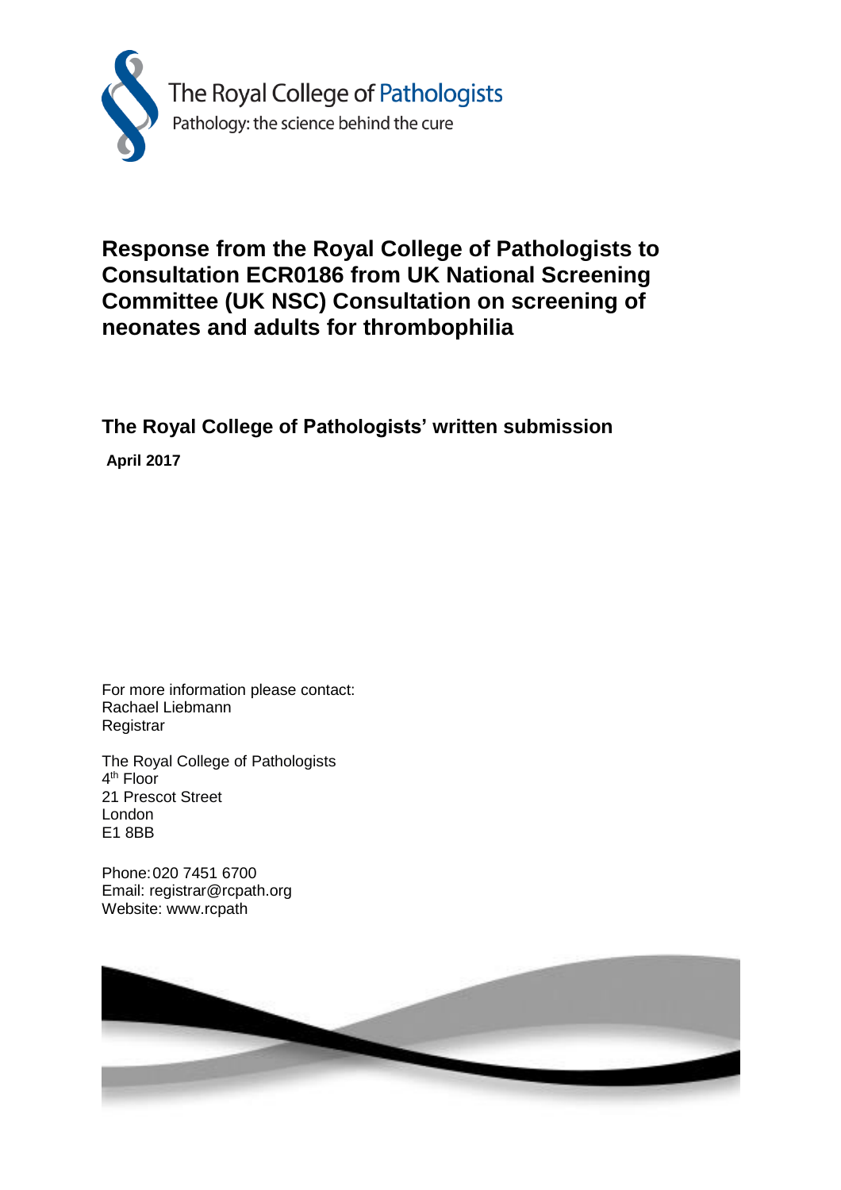The Royal College of Pathologists
Pathology: the science behind the cure

# Response from the Royal College of Pathologists to Consultation ECR0186 from UK National Screening Committee (UK NSC) Consultation on screening of neonates and adults for thrombophilia

## The Royal College of Pathologists' written submission

**April 2017**

For more information please contact:
Rachael Liebmann
Registrar

The Royal College of Pathologists
4th Floor
21 Prescot Street
London
E1 8BB

Phone: 020 7451 6700
Email: registrar@rcpath.org
Website: www.rcpath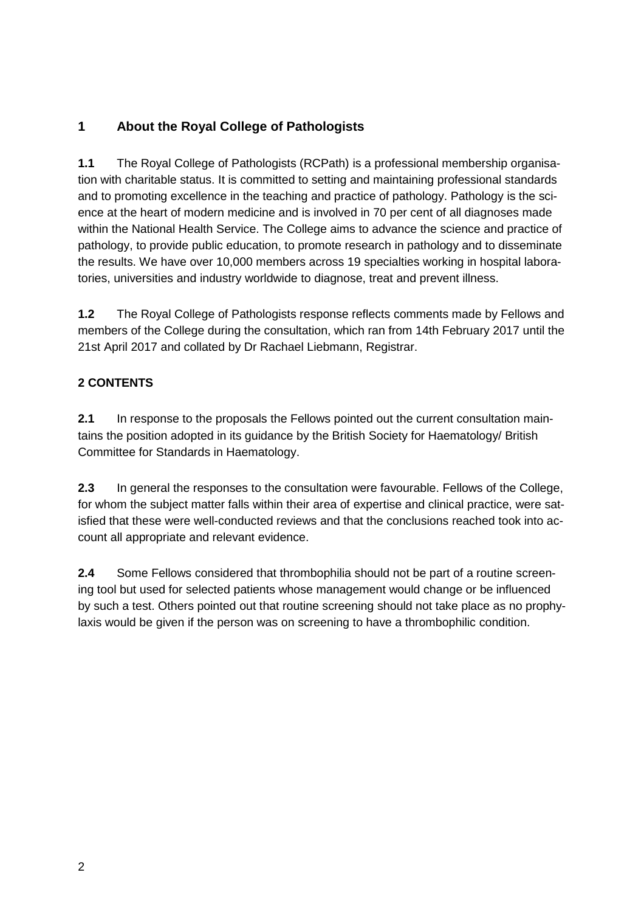## 1 About the Royal College of Pathologists

**1.1** The Royal College of Pathologists (RCPath) is a professional membership organisation with charitable status. It is committed to setting and maintaining professional standards and to promoting excellence in the teaching and practice of pathology. Pathology is the science at the heart of modern medicine and is involved in 70 per cent of all diagnoses made within the National Health Service. The College aims to advance the science and practice of pathology, to provide public education, to promote research in pathology and to disseminate the results. We have over 10,000 members across 19 specialties working in hospital laboratories, universities and industry worldwide to diagnose, treat and prevent illness.

**1.2** The Royal College of Pathologists response reflects comments made by Fellows and members of the College during the consultation, which ran from 14th February 2017 until the 21st April 2017 and collated by Dr Rachael Liebmann, Registrar.

## 2 CONTENTS

**2.1** In response to the proposals the Fellows pointed out the current consultation maintains the position adopted in its guidance by the British Society for Haematology/ British Committee for Standards in Haematology.

**2.3** In general the responses to the consultation were favourable. Fellows of the College, for whom the subject matter falls within their area of expertise and clinical practice, were satisfied that these were well-conducted reviews and that the conclusions reached took into account all appropriate and relevant evidence.

**2.4** Some Fellows considered that thrombophilia should not be part of a routine screening tool but used for selected patients whose management would change or be influenced by such a test. Others pointed out that routine screening should not take place as no prophylaxis would be given if the person was on screening to have a thrombophilic condition.